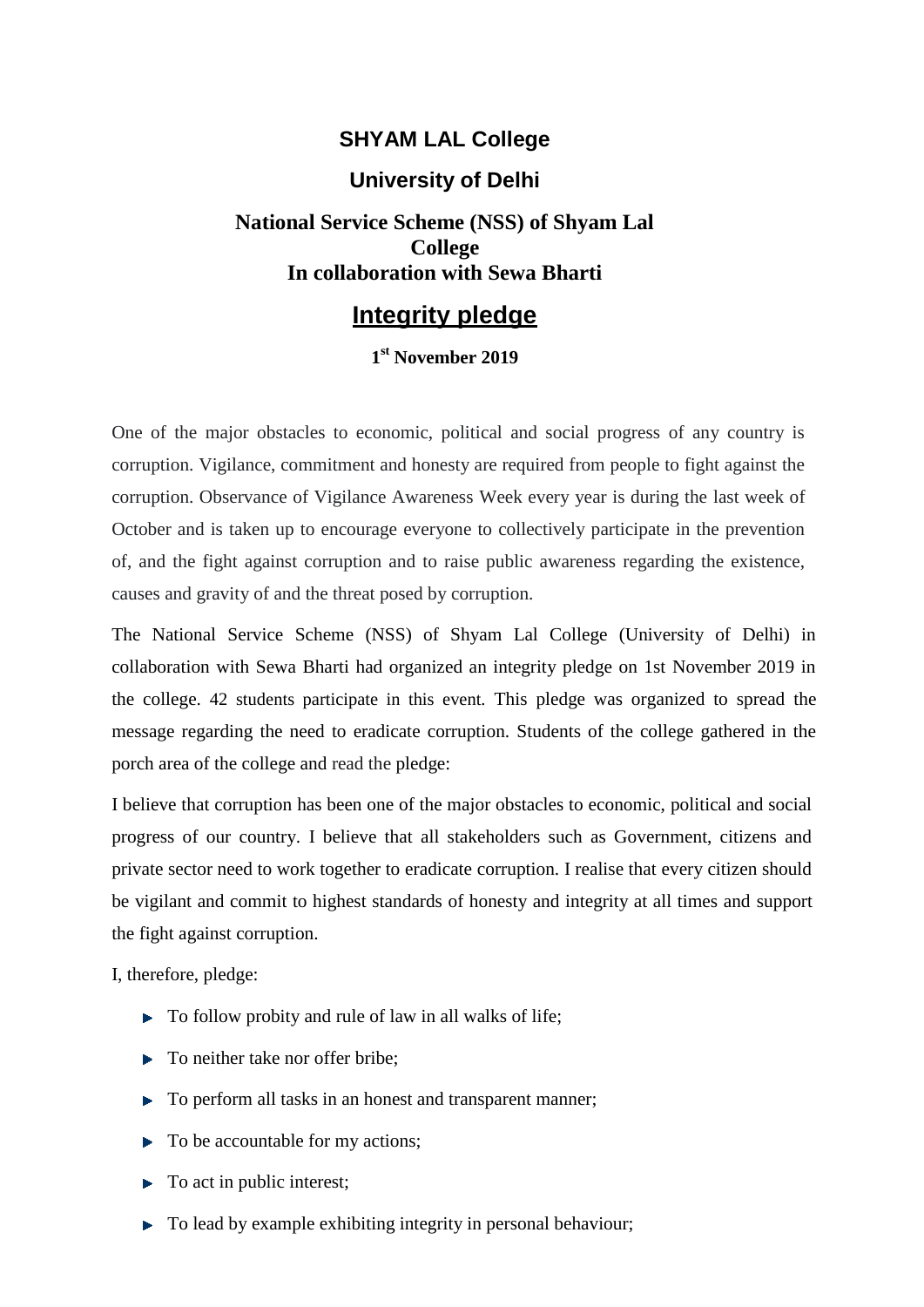# SHYAM LAL College

## University of Delhi

### National Service Scheme (NSS) of Shyam Lal College
### In collaboration with Sewa Bharti

## Integrity pledge

**1st November 2019**

One of the major obstacles to economic, political and social progress of any country is corruption. Vigilance, commitment and honesty are required from people to fight against the corruption. Observance of Vigilance Awareness Week every year is during the last week of October and is taken up to encourage everyone to collectively participate in the prevention of, and the fight against corruption and to raise public awareness regarding the existence, causes and gravity of and the threat posed by corruption.

The National Service Scheme (NSS) of Shyam Lal College (University of Delhi) in collaboration with Sewa Bharti had organized an integrity pledge on 1st November 2019 in the college. 42 students participate in this event. This pledge was organized to spread the message regarding the need to eradicate corruption. Students of the college gathered in the porch area of the college and read the pledge:

I believe that corruption has been one of the major obstacles to economic, political and social progress of our country. I believe that all stakeholders such as Government, citizens and private sector need to work together to eradicate corruption. I realise that every citizen should be vigilant and commit to highest standards of honesty and integrity at all times and support the fight against corruption.

I, therefore, pledge:

- To follow probity and rule of law in all walks of life;
- To neither take nor offer bribe;
- To perform all tasks in an honest and transparent manner;
- To be accountable for my actions;
- To act in public interest;
- To lead by example exhibiting integrity in personal behaviour;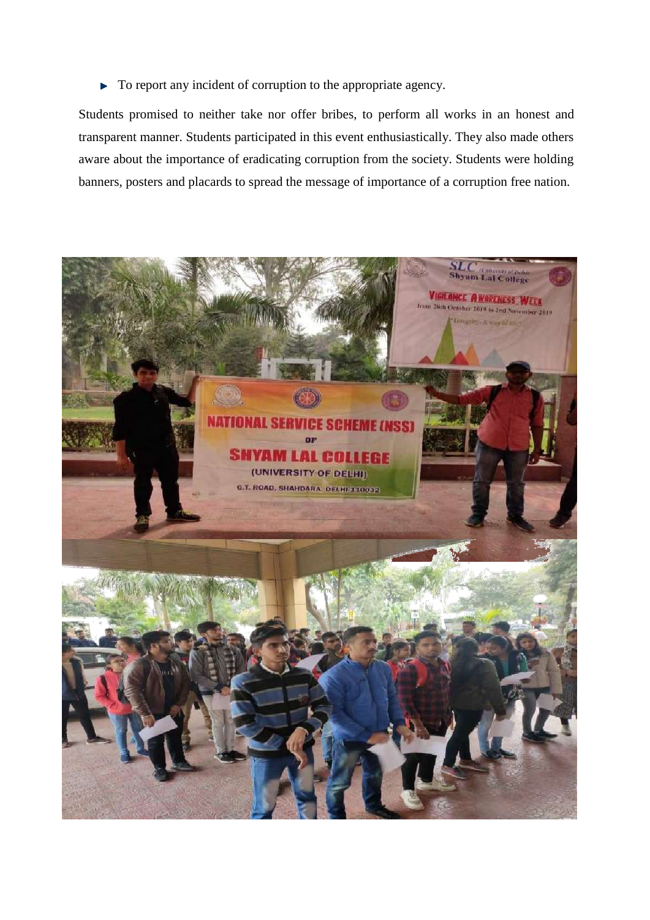- To report any incident of corruption to the appropriate agency.

Students promised to neither take nor offer bribes, to perform all works in an honest and transparent manner. Students participated in this event enthusiastically. They also made others aware about the importance of eradicating corruption from the society. Students were holding banners, posters and placards to spread the message of importance of a corruption free nation.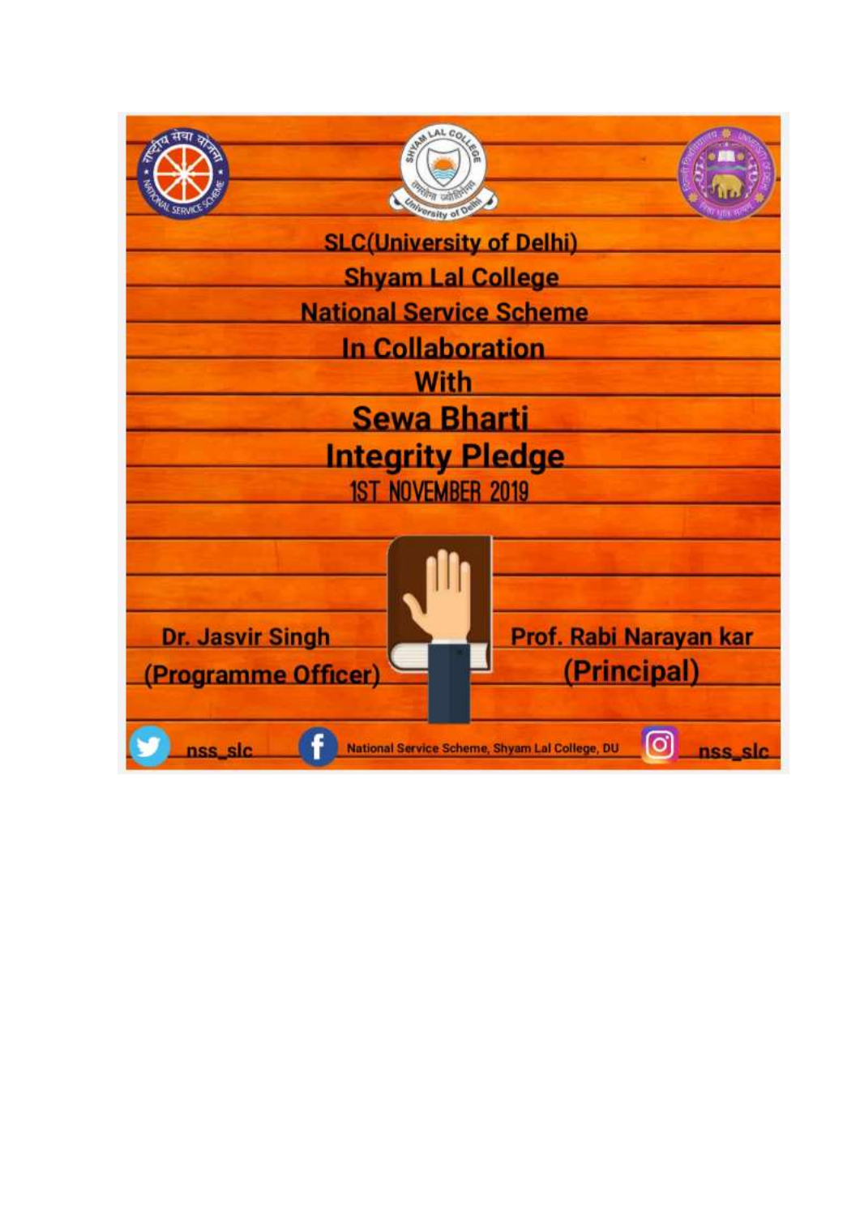SLC(University of Delhi)

Shyam Lal College

National Service Scheme

In Collaboration

With

**Sewa Bharti**

**Integrity Pledge**

1ST NOVEMBER 2019

Dr. Jasvir Singh
(Programme Officer)

Prof. Rabi Narayan kar
(Principal)

nss_slc

National Service Scheme, Shyam Lal College, DU

nss_slc